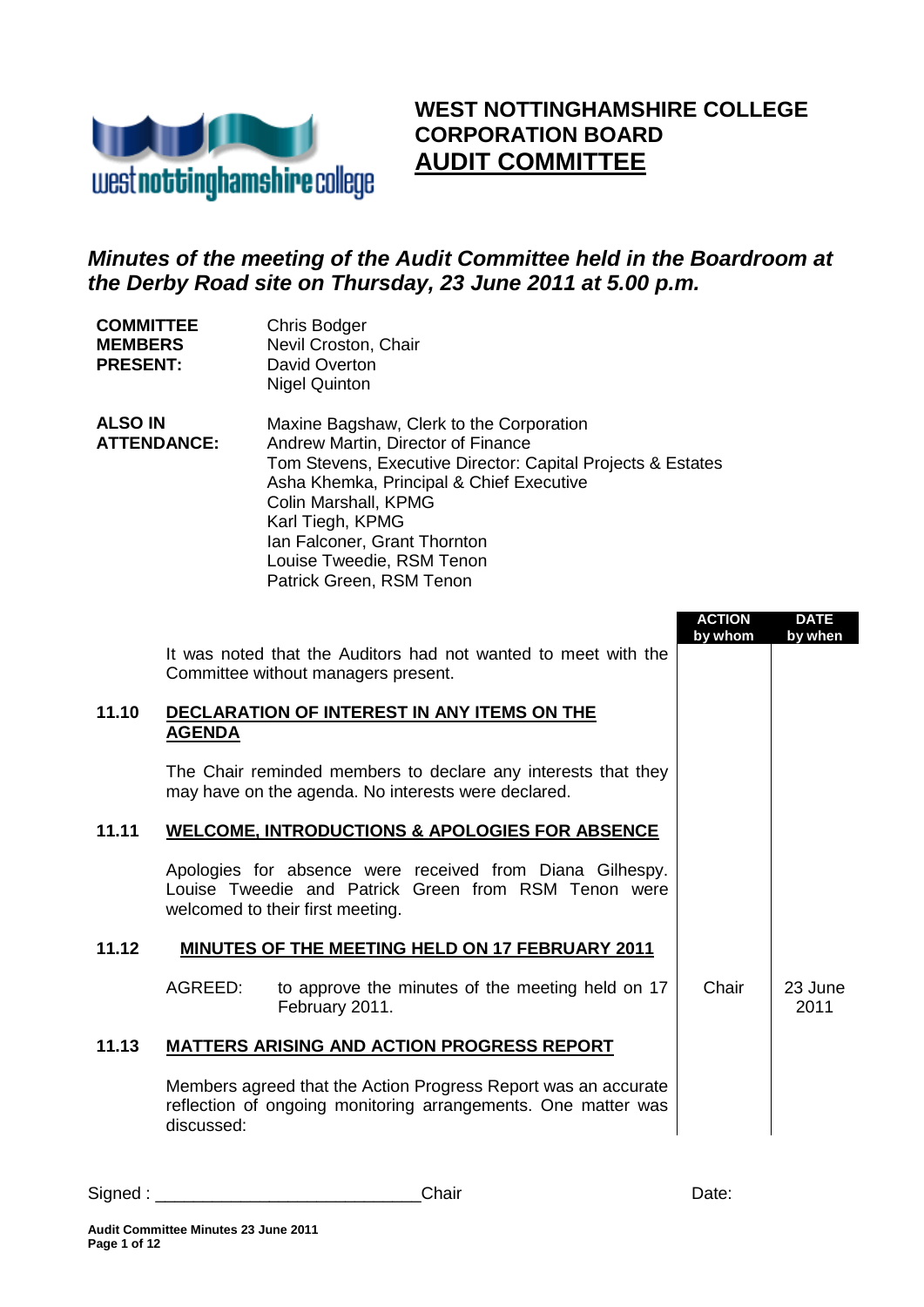# WEST NOTTINGHAMSHIRE COLLEGE CORPORATION BOARD

## AUDIT COMMITTEE

***Minutes of the meeting of the Audit Committee held in the Boardroom at the Derby Road site on Thursday, 23 June 2011 at 5.00 p.m.***

| | |
|---|---|
| **COMMITTEE MEMBERS PRESENT:** | Chris Bodger<br>Nevil Croston, Chair<br>David Overton<br>Nigel Quinton |
| **ALSO IN ATTENDANCE:** | Maxine Bagshaw, Clerk to the Corporation<br>Andrew Martin, Director of Finance<br>Tom Stevens, Executive Director: Capital Projects & Estates<br>Asha Khemka, Principal & Chief Executive<br>Colin Marshall, KPMG<br>Karl Tiegh, KPMG<br>Ian Falconer, Grant Thornton<br>Louise Tweedie, RSM Tenon<br>Patrick Green, RSM Tenon |

| | | ACTION by whom | DATE by when |
|---|---|---|---|
| | It was noted that the Auditors had not wanted to meet with the Committee without managers present. | | |
| **11.10** | **DECLARATION OF INTEREST IN ANY ITEMS ON THE AGENDA** | | |
| | The Chair reminded members to declare any interests that they may have on the agenda. No interests were declared. | | |
| **11.11** | **WELCOME, INTRODUCTIONS & APOLOGIES FOR ABSENCE** | | |
| | Apologies for absence were received from Diana Gilhespy. Louise Tweedie and Patrick Green from RSM Tenon were welcomed to their first meeting. | | |
| **11.12** | **MINUTES OF THE MEETING HELD ON 17 FEBRUARY 2011** | | |
| | AGREED: to approve the minutes of the meeting held on 17 February 2011. | Chair | 23 June 2011 |
| **11.13** | **MATTERS ARISING AND ACTION PROGRESS REPORT** | | |
| | Members agreed that the Action Progress Report was an accurate reflection of ongoing monitoring arrangements. One matter was discussed: | | |

Signed : ___________________________Chair Date: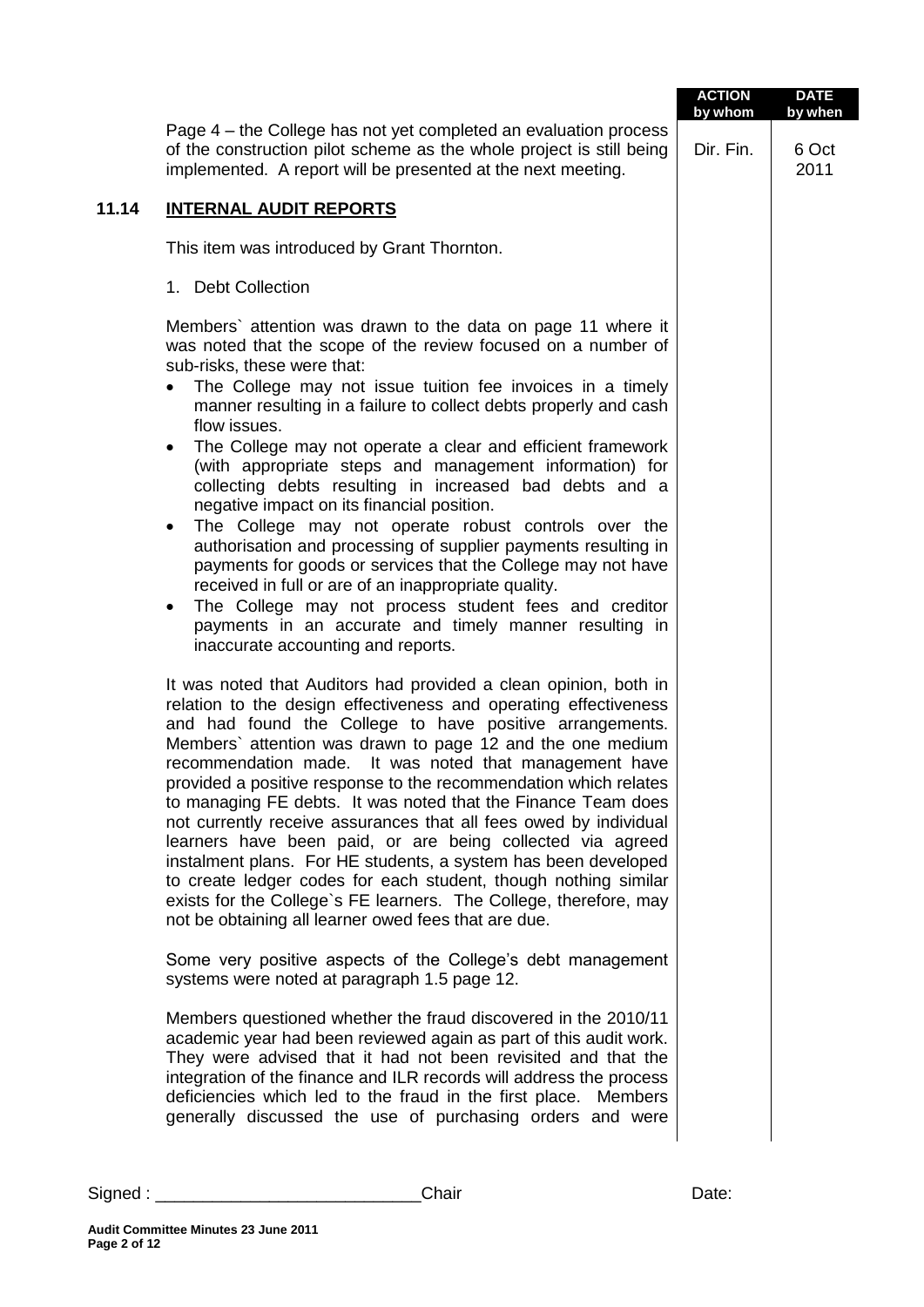| | | ACTION by whom | DATE by when |
|---|---|---|---|
| | Page 4 – the College has not yet completed an evaluation process of the construction pilot scheme as the whole project is still being implemented. A report will be presented at the next meeting. | Dir. Fin. | 6 Oct 2011 |

## 11.14 INTERNAL AUDIT REPORTS

This item was introduced by Grant Thornton.

1. Debt Collection

Members` attention was drawn to the data on page 11 where it was noted that the scope of the review focused on a number of sub-risks, these were that:

- The College may not issue tuition fee invoices in a timely manner resulting in a failure to collect debts properly and cash flow issues.
- The College may not operate a clear and efficient framework (with appropriate steps and management information) for collecting debts resulting in increased bad debts and a negative impact on its financial position.
- The College may not operate robust controls over the authorisation and processing of supplier payments resulting in payments for goods or services that the College may not have received in full or are of an inappropriate quality.
- The College may not process student fees and creditor payments in an accurate and timely manner resulting in inaccurate accounting and reports.

It was noted that Auditors had provided a clean opinion, both in relation to the design effectiveness and operating effectiveness and had found the College to have positive arrangements. Members` attention was drawn to page 12 and the one medium recommendation made. It was noted that management have provided a positive response to the recommendation which relates to managing FE debts. It was noted that the Finance Team does not currently receive assurances that all fees owed by individual learners have been paid, or are being collected via agreed instalment plans. For HE students, a system has been developed to create ledger codes for each student, though nothing similar exists for the College`s FE learners. The College, therefore, may not be obtaining all learner owed fees that are due.

Some very positive aspects of the College's debt management systems were noted at paragraph 1.5 page 12.

Members questioned whether the fraud discovered in the 2010/11 academic year had been reviewed again as part of this audit work. They were advised that it had not been revisited and that the integration of the finance and ILR records will address the process deficiencies which led to the fraud in the first place. Members generally discussed the use of purchasing orders and were

Signed : ____________________________Chair Date: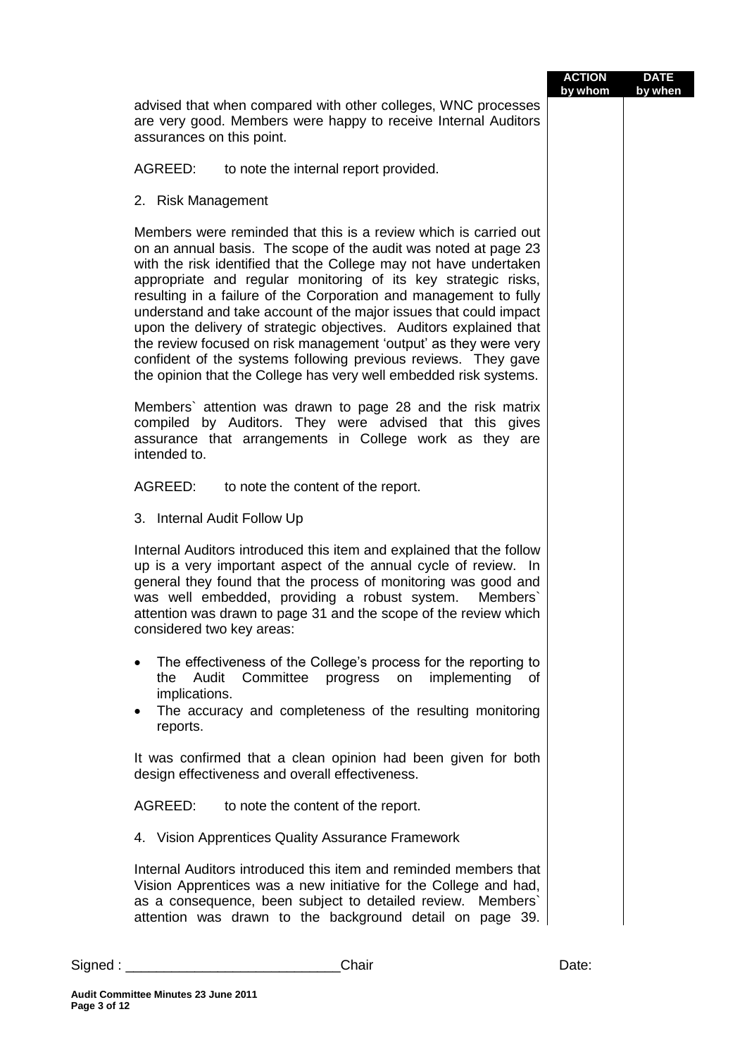advised that when compared with other colleges, WNC processes are very good. Members were happy to receive Internal Auditors assurances on this point.

AGREED: to note the internal report provided.

2. Risk Management

Members were reminded that this is a review which is carried out on an annual basis. The scope of the audit was noted at page 23 with the risk identified that the College may not have undertaken appropriate and regular monitoring of its key strategic risks, resulting in a failure of the Corporation and management to fully understand and take account of the major issues that could impact upon the delivery of strategic objectives. Auditors explained that the review focused on risk management 'output' as they were very confident of the systems following previous reviews. They gave the opinion that the College has very well embedded risk systems.

Members` attention was drawn to page 28 and the risk matrix compiled by Auditors. They were advised that this gives assurance that arrangements in College work as they are intended to.

AGREED: to note the content of the report.

3. Internal Audit Follow Up

Internal Auditors introduced this item and explained that the follow up is a very important aspect of the annual cycle of review. In general they found that the process of monitoring was good and was well embedded, providing a robust system. Members` attention was drawn to page 31 and the scope of the review which considered two key areas:

- The effectiveness of the College's process for the reporting to the Audit Committee progress on implementing of implications.
- The accuracy and completeness of the resulting monitoring reports.

It was confirmed that a clean opinion had been given for both design effectiveness and overall effectiveness.

AGREED: to note the content of the report.

4. Vision Apprentices Quality Assurance Framework

Internal Auditors introduced this item and reminded members that Vision Apprentices was a new initiative for the College and had, as a consequence, been subject to detailed review. Members` attention was drawn to the background detail on page 39.

Signed : ____________________________Chair Date: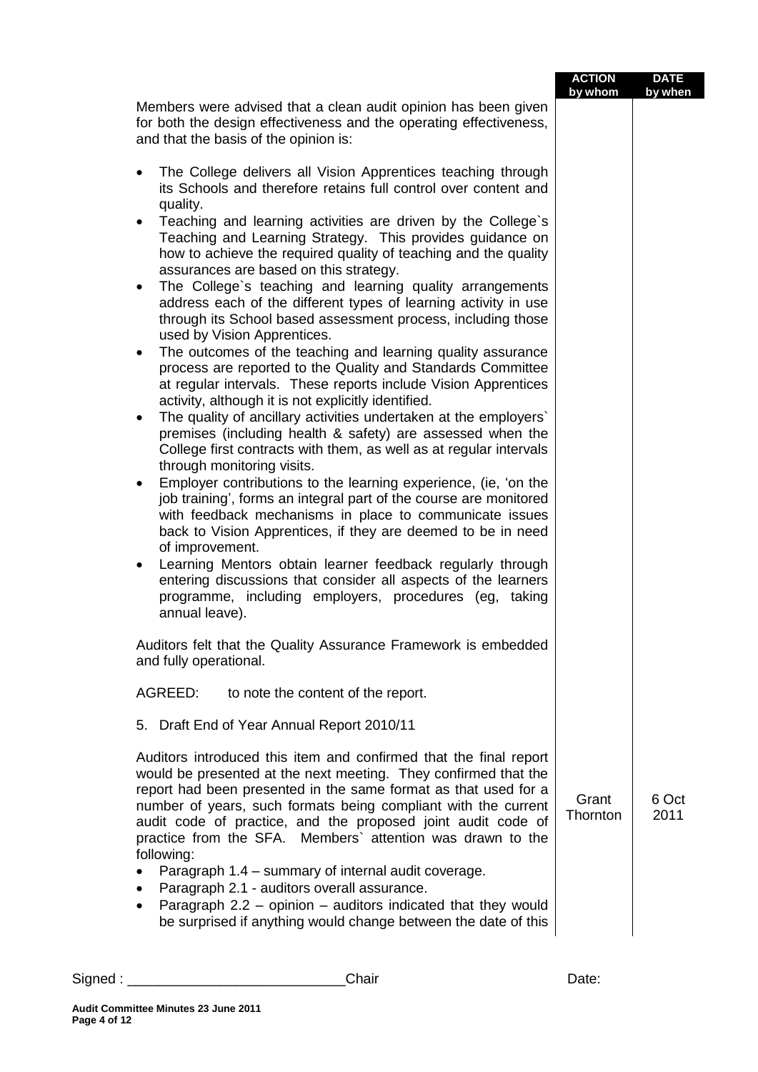| | ACTION by whom | DATE by when |
|---|---|---|
| Members were advised that a clean audit opinion has been given for both the design effectiveness and the operating effectiveness, and that the basis of the opinion is: | | |

- The College delivers all Vision Apprentices teaching through its Schools and therefore retains full control over content and quality.
- Teaching and learning activities are driven by the College`s Teaching and Learning Strategy. This provides guidance on how to achieve the required quality of teaching and the quality assurances are based on this strategy.
- The College`s teaching and learning quality arrangements address each of the different types of learning activity in use through its School based assessment process, including those used by Vision Apprentices.
- The outcomes of the teaching and learning quality assurance process are reported to the Quality and Standards Committee at regular intervals. These reports include Vision Apprentices activity, although it is not explicitly identified.
- The quality of ancillary activities undertaken at the employers` premises (including health & safety) are assessed when the College first contracts with them, as well as at regular intervals through monitoring visits.
- Employer contributions to the learning experience, (ie, 'on the job training', forms an integral part of the course are monitored with feedback mechanisms in place to communicate issues back to Vision Apprentices, if they are deemed to be in need of improvement.
- Learning Mentors obtain learner feedback regularly through entering discussions that consider all aspects of the learners programme, including employers, procedures (eg, taking annual leave).

Auditors felt that the Quality Assurance Framework is embedded and fully operational.

AGREED: to note the content of the report.

5. Draft End of Year Annual Report 2010/11

Auditors introduced this item and confirmed that the final report would be presented at the next meeting. They confirmed that the report had been presented in the same format as that used for a number of years, such formats being compliant with the current audit code of practice, and the proposed joint audit code of practice from the SFA. Members` attention was drawn to the following:

**ACTION by whom:** Grant Thornton — **DATE by when:** 6 Oct 2011

- Paragraph 1.4 – summary of internal audit coverage.
- Paragraph 2.1 - auditors overall assurance.
- Paragraph 2.2 – opinion – auditors indicated that they would be surprised if anything would change between the date of this

Signed : ___________________________Chair Date:

Audit Committee Minutes 23 June 2011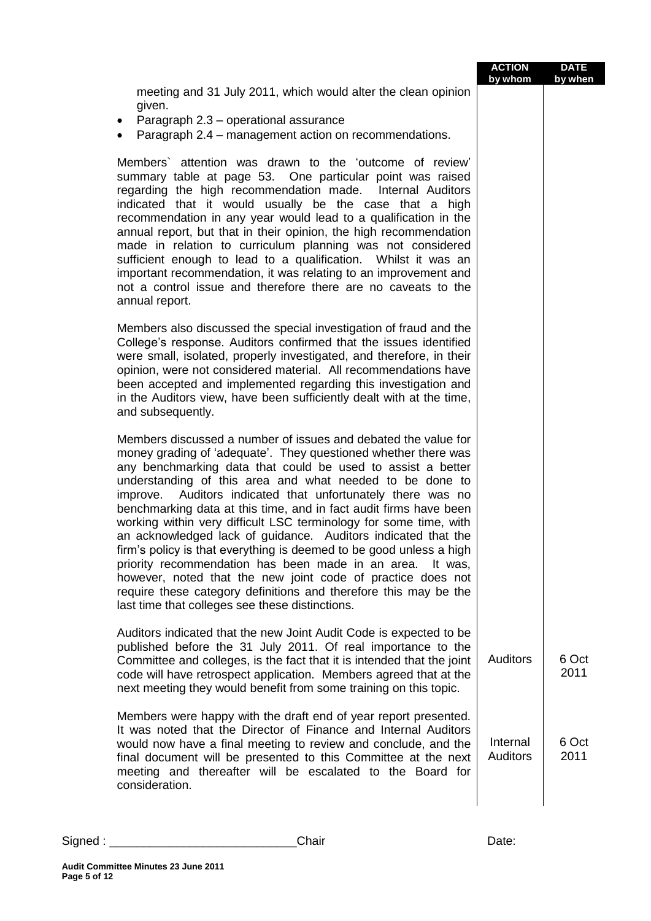| | ACTION by whom | DATE by when |
|---|---|---|
| meeting and 31 July 2011, which would alter the clean opinion given.<br>• Paragraph 2.3 – operational assurance<br>• Paragraph 2.4 – management action on recommendations. | | |
| Members` attention was drawn to the 'outcome of review' summary table at page 53. One particular point was raised regarding the high recommendation made. Internal Auditors indicated that it would usually be the case that a high recommendation in any year would lead to a qualification in the annual report, but that in their opinion, the high recommendation made in relation to curriculum planning was not considered sufficient enough to lead to a qualification. Whilst it was an important recommendation, it was relating to an improvement and not a control issue and therefore there are no caveats to the annual report. | | |
| Members also discussed the special investigation of fraud and the College's response. Auditors confirmed that the issues identified were small, isolated, properly investigated, and therefore, in their opinion, were not considered material. All recommendations have been accepted and implemented regarding this investigation and in the Auditors view, have been sufficiently dealt with at the time, and subsequently. | | |
| Members discussed a number of issues and debated the value for money grading of 'adequate'. They questioned whether there was any benchmarking data that could be used to assist a better understanding of this area and what needed to be done to improve. Auditors indicated that unfortunately there was no benchmarking data at this time, and in fact audit firms have been working within very difficult LSC terminology for some time, with an acknowledged lack of guidance. Auditors indicated that the firm's policy is that everything is deemed to be good unless a high priority recommendation has been made in an area. It was, however, noted that the new joint code of practice does not require these category definitions and therefore this may be the last time that colleges see these distinctions. | | |
| Auditors indicated that the new Joint Audit Code is expected to be published before the 31 July 2011. Of real importance to the Committee and colleges, is the fact that it is intended that the joint code will have retrospect application. Members agreed that at the next meeting they would benefit from some training on this topic. | Auditors | 6 Oct 2011 |
| Members were happy with the draft end of year report presented. It was noted that the Director of Finance and Internal Auditors would now have a final meeting to review and conclude, and the final document will be presented to this Committee at the next meeting and thereafter will be escalated to the Board for consideration. | Internal Auditors | 6 Oct 2011 |

Signed : ____________________________Chair Date: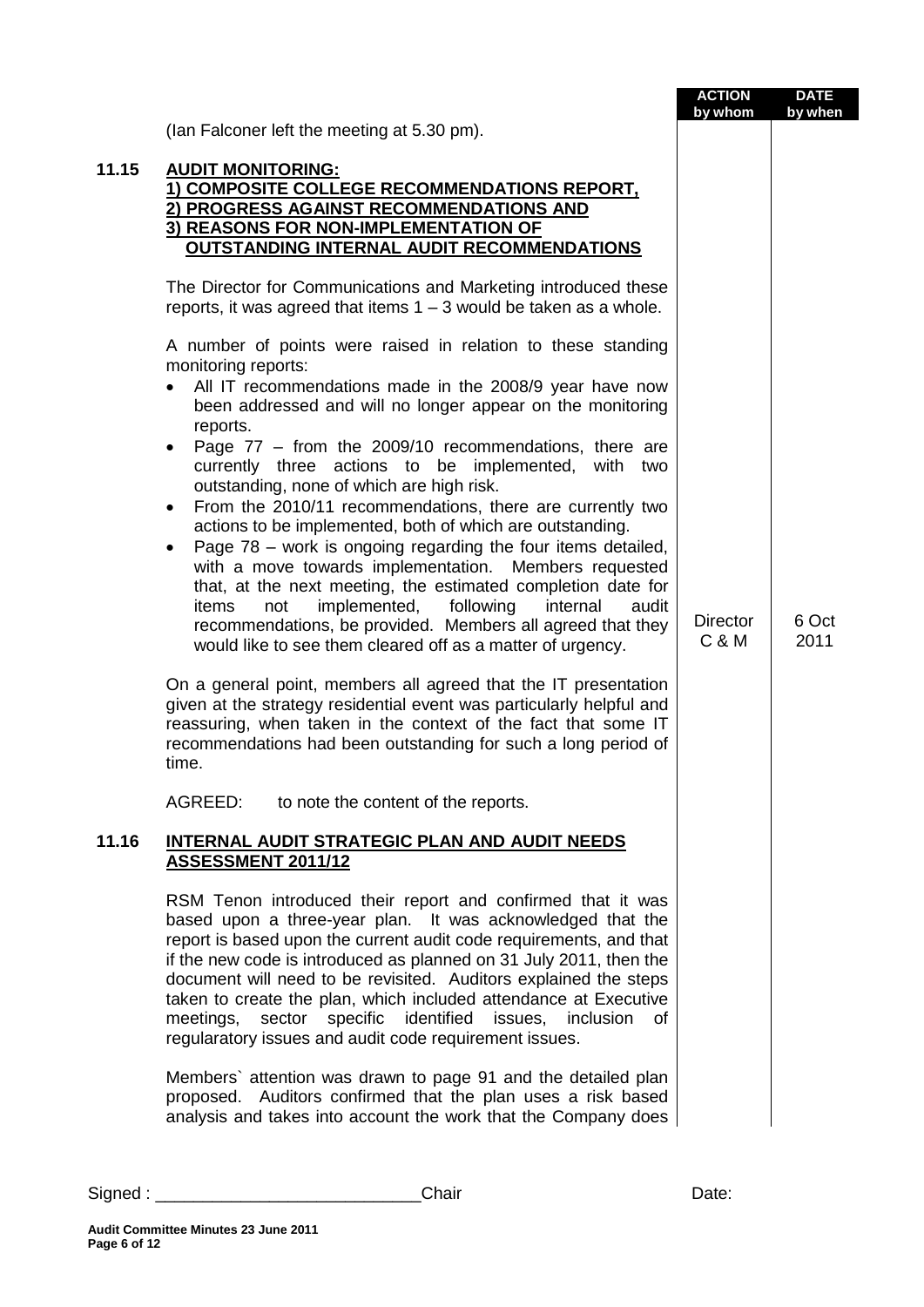| | | ACTION by whom | DATE by when |
|---|---|---|---|
| | (Ian Falconer left the meeting at 5.30 pm). | | |
| **11.15** | **AUDIT MONITORING:** **1) COMPOSITE COLLEGE RECOMMENDATIONS REPORT, 2) PROGRESS AGAINST RECOMMENDATIONS AND 3) REASONS FOR NON-IMPLEMENTATION OF OUTSTANDING INTERNAL AUDIT RECOMMENDATIONS** | | |
| | The Director for Communications and Marketing introduced these reports, it was agreed that items 1 – 3 would be taken as a whole. | | |
| | A number of points were raised in relation to these standing monitoring reports: | | |
| | • All IT recommendations made in the 2008/9 year have now been addressed and will no longer appear on the monitoring reports. | | |
| | • Page 77 – from the 2009/10 recommendations, there are currently three actions to be implemented, with two outstanding, none of which are high risk. | | |
| | • From the 2010/11 recommendations, there are currently two actions to be implemented, both of which are outstanding. | | |
| | • Page 78 – work is ongoing regarding the four items detailed, with a move towards implementation. Members requested that, at the next meeting, the estimated completion date for items not implemented, following internal audit recommendations, be provided. Members all agreed that they would like to see them cleared off as a matter of urgency. | Director C & M | 6 Oct 2011 |
| | On a general point, members all agreed that the IT presentation given at the strategy residential event was particularly helpful and reassuring, when taken in the context of the fact that some IT recommendations had been outstanding for such a long period of time. | | |
| | AGREED: to note the content of the reports. | | |
| **11.16** | **INTERNAL AUDIT STRATEGIC PLAN AND AUDIT NEEDS ASSESSMENT 2011/12** | | |
| | RSM Tenon introduced their report and confirmed that it was based upon a three-year plan. It was acknowledged that the report is based upon the current audit code requirements, and that if the new code is introduced as planned on 31 July 2011, then the document will need to be revisited. Auditors explained the steps taken to create the plan, which included attendance at Executive meetings, sector specific identified issues, inclusion of regularatory issues and audit code requirement issues. | | |
| | Members` attention was drawn to page 91 and the detailed plan proposed. Auditors confirmed that the plan uses a risk based analysis and takes into account the work that the Company does | | |

Signed : ____________________________Chair Date: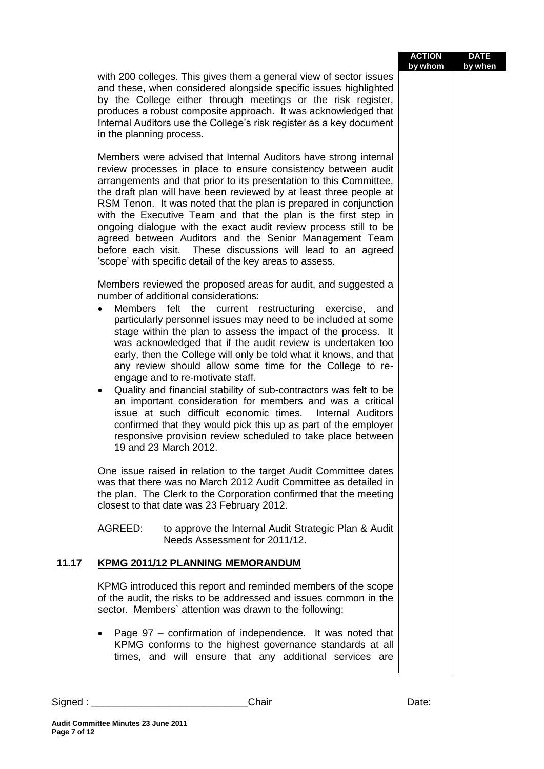with 200 colleges. This gives them a general view of sector issues and these, when considered alongside specific issues highlighted by the College either through meetings or the risk register, produces a robust composite approach. It was acknowledged that Internal Auditors use the College's risk register as a key document in the planning process.

Members were advised that Internal Auditors have strong internal review processes in place to ensure consistency between audit arrangements and that prior to its presentation to this Committee, the draft plan will have been reviewed by at least three people at RSM Tenon. It was noted that the plan is prepared in conjunction with the Executive Team and that the plan is the first step in ongoing dialogue with the exact audit review process still to be agreed between Auditors and the Senior Management Team before each visit. These discussions will lead to an agreed 'scope' with specific detail of the key areas to assess.

Members reviewed the proposed areas for audit, and suggested a number of additional considerations:

- Members felt the current restructuring exercise, and particularly personnel issues may need to be included at some stage within the plan to assess the impact of the process. It was acknowledged that if the audit review is undertaken too early, then the College will only be told what it knows, and that any review should allow some time for the College to re-engage and to re-motivate staff.
- Quality and financial stability of sub-contractors was felt to be an important consideration for members and was a critical issue at such difficult economic times. Internal Auditors confirmed that they would pick this up as part of the employer responsive provision review scheduled to take place between 19 and 23 March 2012.

One issue raised in relation to the target Audit Committee dates was that there was no March 2012 Audit Committee as detailed in the plan. The Clerk to the Corporation confirmed that the meeting closest to that date was 23 February 2012.

AGREED: to approve the Internal Audit Strategic Plan & Audit Needs Assessment for 2011/12.

## 11.17 KPMG 2011/12 PLANNING MEMORANDUM

KPMG introduced this report and reminded members of the scope of the audit, the risks to be addressed and issues common in the sector. Members` attention was drawn to the following:

- Page 97 – confirmation of independence. It was noted that KPMG conforms to the highest governance standards at all times, and will ensure that any additional services are

Signed : ____________________________Chair Date: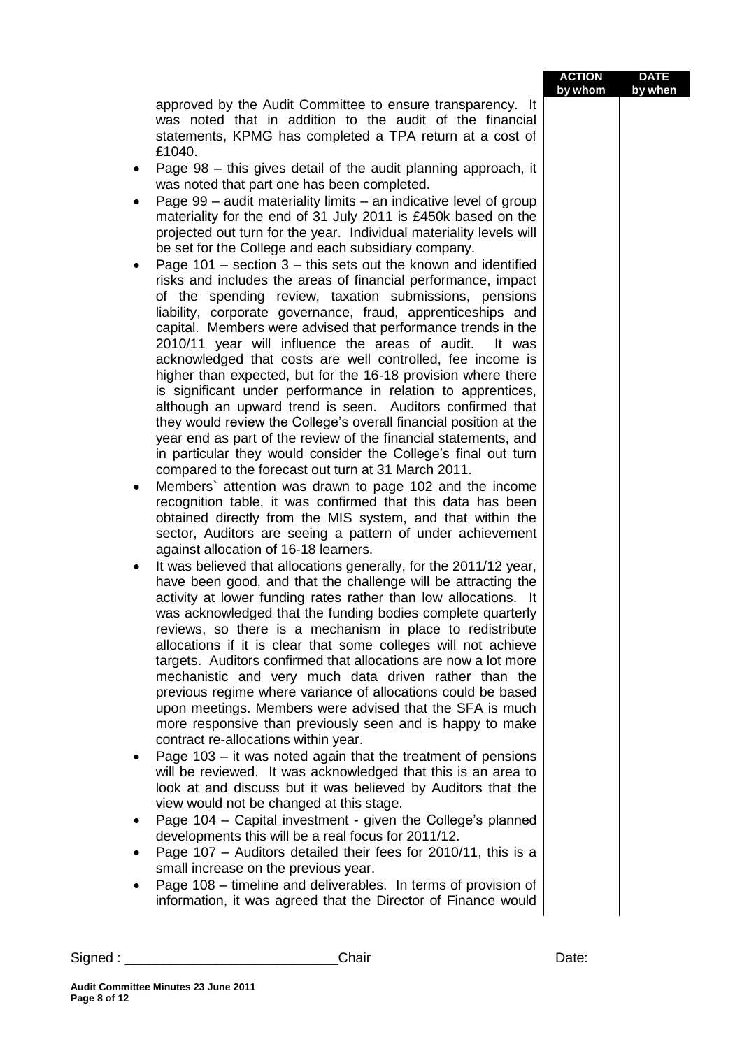| | ACTION by whom | DATE by when |
|---|---|---|
| approved by the Audit Committee to ensure transparency. It was noted that in addition to the audit of the financial statements, KPMG has completed a TPA return at a cost of £1040. | | |

- Page 98 – this gives detail of the audit planning approach, it was noted that part one has been completed.
- Page 99 – audit materiality limits – an indicative level of group materiality for the end of 31 July 2011 is £450k based on the projected out turn for the year. Individual materiality levels will be set for the College and each subsidiary company.
- Page 101 – section 3 – this sets out the known and identified risks and includes the areas of financial performance, impact of the spending review, taxation submissions, pensions liability, corporate governance, fraud, apprenticeships and capital. Members were advised that performance trends in the 2010/11 year will influence the areas of audit. It was acknowledged that costs are well controlled, fee income is higher than expected, but for the 16-18 provision where there is significant under performance in relation to apprentices, although an upward trend is seen. Auditors confirmed that they would review the College's overall financial position at the year end as part of the review of the financial statements, and in particular they would consider the College's final out turn compared to the forecast out turn at 31 March 2011.
- Members` attention was drawn to page 102 and the income recognition table, it was confirmed that this data has been obtained directly from the MIS system, and that within the sector, Auditors are seeing a pattern of under achievement against allocation of 16-18 learners.
- It was believed that allocations generally, for the 2011/12 year, have been good, and that the challenge will be attracting the activity at lower funding rates rather than low allocations. It was acknowledged that the funding bodies complete quarterly reviews, so there is a mechanism in place to redistribute allocations if it is clear that some colleges will not achieve targets. Auditors confirmed that allocations are now a lot more mechanistic and very much data driven rather than the previous regime where variance of allocations could be based upon meetings. Members were advised that the SFA is much more responsive than previously seen and is happy to make contract re-allocations within year.
- Page 103 – it was noted again that the treatment of pensions will be reviewed. It was acknowledged that this is an area to look at and discuss but it was believed by Auditors that the view would not be changed at this stage.
- Page 104 – Capital investment - given the College's planned developments this will be a real focus for 2011/12.
- Page 107 – Auditors detailed their fees for 2010/11, this is a small increase on the previous year.
- Page 108 – timeline and deliverables. In terms of provision of information, it was agreed that the Director of Finance would

Signed : ____________________________Chair Date: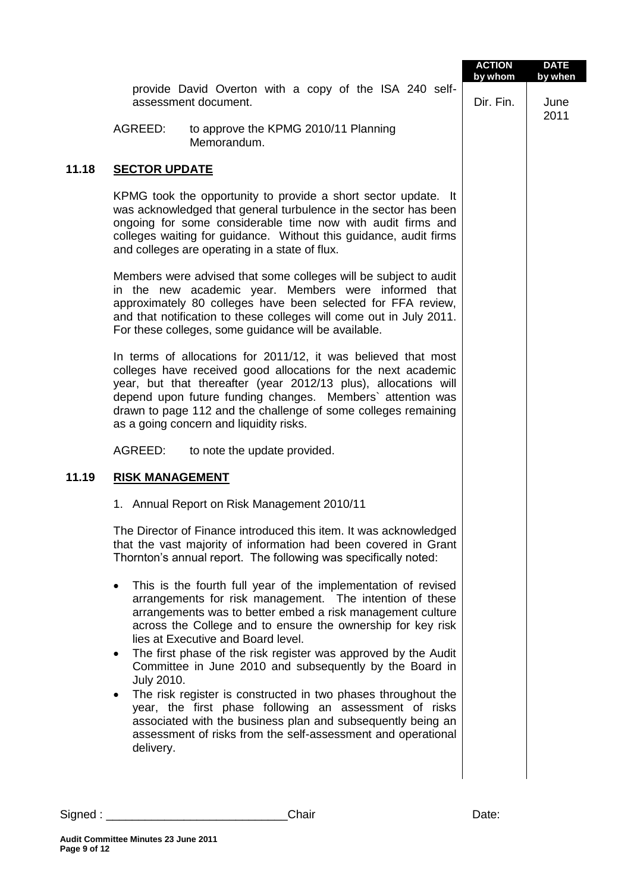| | | ACTION by whom | DATE by when |
|---|---|---|---|
| | provide David Overton with a copy of the ISA 240 self-assessment document. | Dir. Fin. | June 2011 |
| | AGREED: to approve the KPMG 2010/11 Planning Memorandum. | | |

**11.18 SECTOR UPDATE**

KPMG took the opportunity to provide a short sector update. It was acknowledged that general turbulence in the sector has been ongoing for some considerable time now with audit firms and colleges waiting for guidance. Without this guidance, audit firms and colleges are operating in a state of flux.

Members were advised that some colleges will be subject to audit in the new academic year. Members were informed that approximately 80 colleges have been selected for FFA review, and that notification to these colleges will come out in July 2011. For these colleges, some guidance will be available.

In terms of allocations for 2011/12, it was believed that most colleges have received good allocations for the next academic year, but that thereafter (year 2012/13 plus), allocations will depend upon future funding changes. Members` attention was drawn to page 112 and the challenge of some colleges remaining as a going concern and liquidity risks.

AGREED: to note the update provided.

**11.19 RISK MANAGEMENT**

1. Annual Report on Risk Management 2010/11

The Director of Finance introduced this item. It was acknowledged that the vast majority of information had been covered in Grant Thornton's annual report. The following was specifically noted:

- This is the fourth full year of the implementation of revised arrangements for risk management. The intention of these arrangements was to better embed a risk management culture across the College and to ensure the ownership for key risk lies at Executive and Board level.
- The first phase of the risk register was approved by the Audit Committee in June 2010 and subsequently by the Board in July 2010.
- The risk register is constructed in two phases throughout the year, the first phase following an assessment of risks associated with the business plan and subsequently being an assessment of risks from the self-assessment and operational delivery.

Signed : ___________________________Chair Date: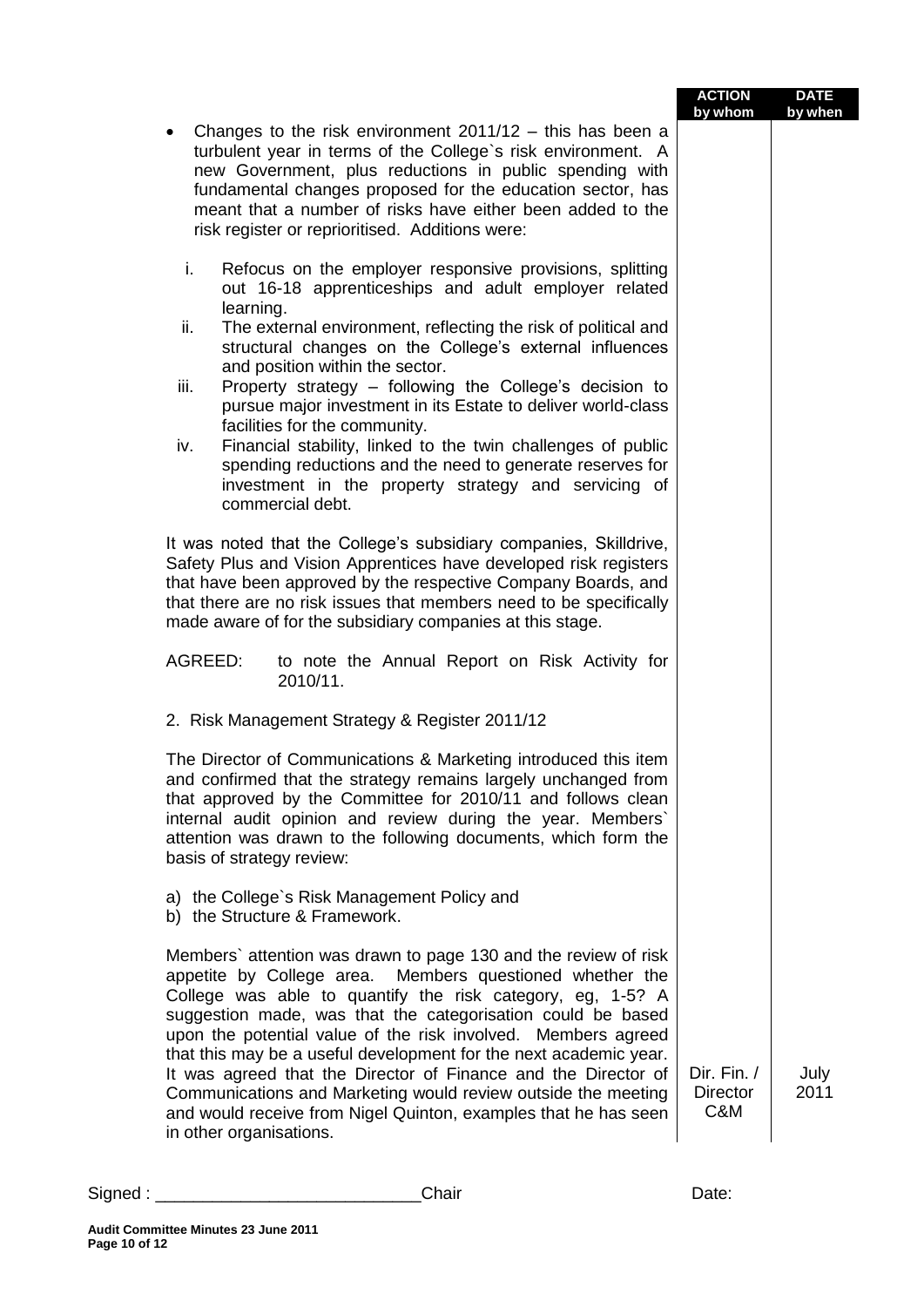| | ACTION by whom | DATE by when |
|---|---|---|
| • Changes to the risk environment 2011/12 – this has been a turbulent year in terms of the College`s risk environment. A new Government, plus reductions in public spending with fundamental changes proposed for the education sector, has meant that a number of risks have either been added to the risk register or reprioritised. Additions were:<br><br>i. Refocus on the employer responsive provisions, splitting out 16-18 apprenticeships and adult employer related learning.<br>ii. The external environment, reflecting the risk of political and structural changes on the College's external influences and position within the sector.<br>iii. Property strategy – following the College's decision to pursue major investment in its Estate to deliver world-class facilities for the community.<br>iv. Financial stability, linked to the twin challenges of public spending reductions and the need to generate reserves for investment in the property strategy and servicing of commercial debt. | | |
| It was noted that the College's subsidiary companies, Skilldrive, Safety Plus and Vision Apprentices have developed risk registers that have been approved by the respective Company Boards, and that there are no risk issues that members need to be specifically made aware of for the subsidiary companies at this stage. | | |
| AGREED: to note the Annual Report on Risk Activity for 2010/11. | | |
| 2. Risk Management Strategy & Register 2011/12 | | |
| The Director of Communications & Marketing introduced this item and confirmed that the strategy remains largely unchanged from that approved by the Committee for 2010/11 and follows clean internal audit opinion and review during the year. Members` attention was drawn to the following documents, which form the basis of strategy review:<br><br>a) the College`s Risk Management Policy and<br>b) the Structure & Framework. | | |
| Members` attention was drawn to page 130 and the review of risk appetite by College area. Members questioned whether the College was able to quantify the risk category, eg, 1-5? A suggestion made, was that the categorisation could be based upon the potential value of the risk involved. Members agreed that this may be a useful development for the next academic year. It was agreed that the Director of Finance and the Director of Communications and Marketing would review outside the meeting and would receive from Nigel Quinton, examples that he has seen in other organisations. | Dir. Fin. / Director C&M | July 2011 |

Signed : ____________________________ Chair                                        Date:

**Audit Committee Minutes 23 June 2011**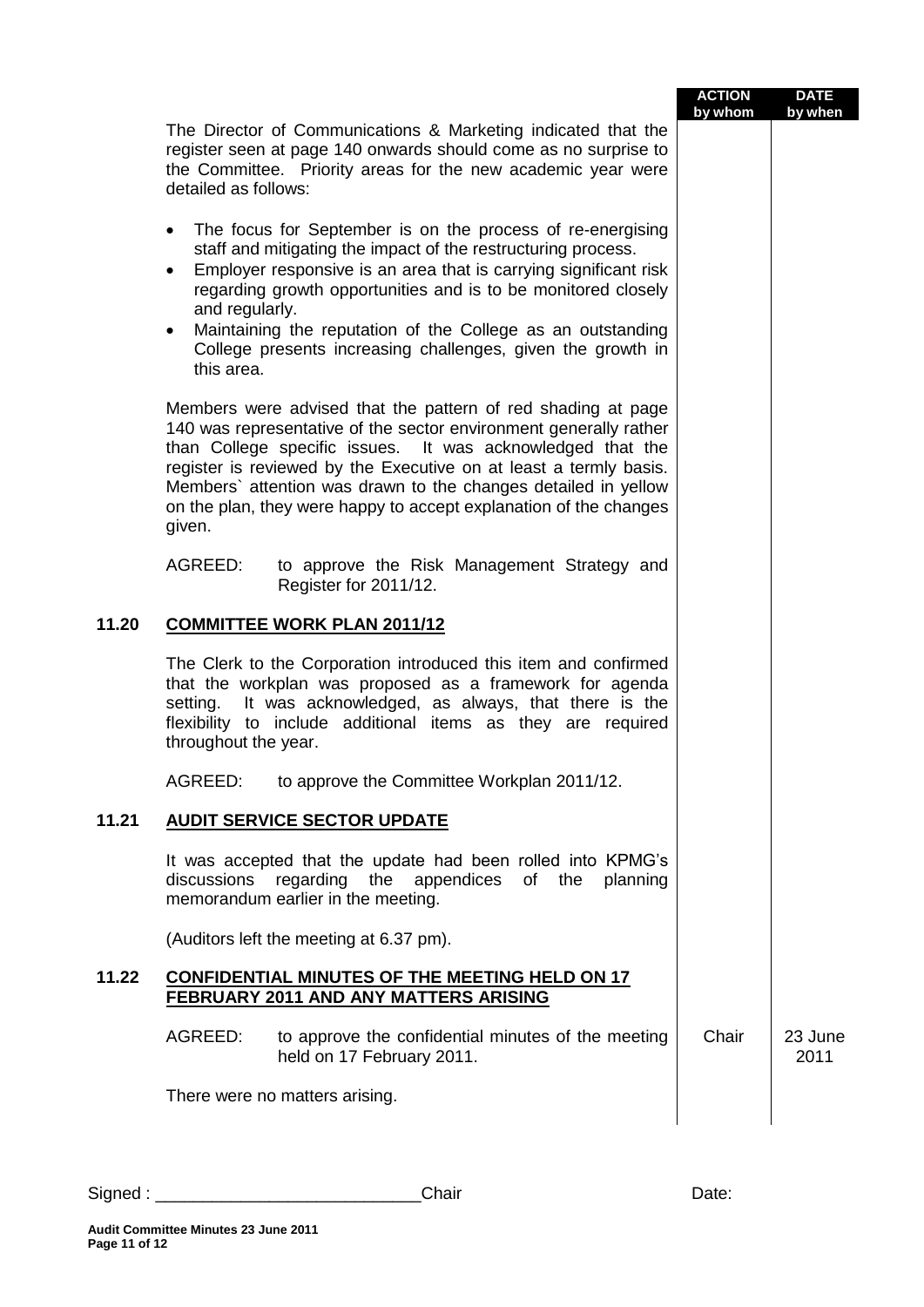| | | ACTION by whom | DATE by when |
|---|---|---|---|

The Director of Communications & Marketing indicated that the register seen at page 140 onwards should come as no surprise to the Committee. Priority areas for the new academic year were detailed as follows:

- The focus for September is on the process of re-energising staff and mitigating the impact of the restructuring process.
- Employer responsive is an area that is carrying significant risk regarding growth opportunities and is to be monitored closely and regularly.
- Maintaining the reputation of the College as an outstanding College presents increasing challenges, given the growth in this area.

Members were advised that the pattern of red shading at page 140 was representative of the sector environment generally rather than College specific issues. It was acknowledged that the register is reviewed by the Executive on at least a termly basis. Members` attention was drawn to the changes detailed in yellow on the plan, they were happy to accept explanation of the changes given.

AGREED: to approve the Risk Management Strategy and Register for 2011/12.

## 11.20 COMMITTEE WORK PLAN 2011/12

The Clerk to the Corporation introduced this item and confirmed that the workplan was proposed as a framework for agenda setting. It was acknowledged, as always, that there is the flexibility to include additional items as they are required throughout the year.

AGREED: to approve the Committee Workplan 2011/12.

## 11.21 AUDIT SERVICE SECTOR UPDATE

It was accepted that the update had been rolled into KPMG's discussions regarding the appendices of the planning memorandum earlier in the meeting.

(Auditors left the meeting at 6.37 pm).

## 11.22 CONFIDENTIAL MINUTES OF THE MEETING HELD ON 17 FEBRUARY 2011 AND ANY MATTERS ARISING

| | ACTION by whom | DATE by when |
|---|---|---|
| AGREED: to approve the confidential minutes of the meeting held on 17 February 2011. | Chair | 23 June 2011 |

There were no matters arising.

Signed : ____________________________Chair Date:

**Audit Committee Minutes 23 June 2011**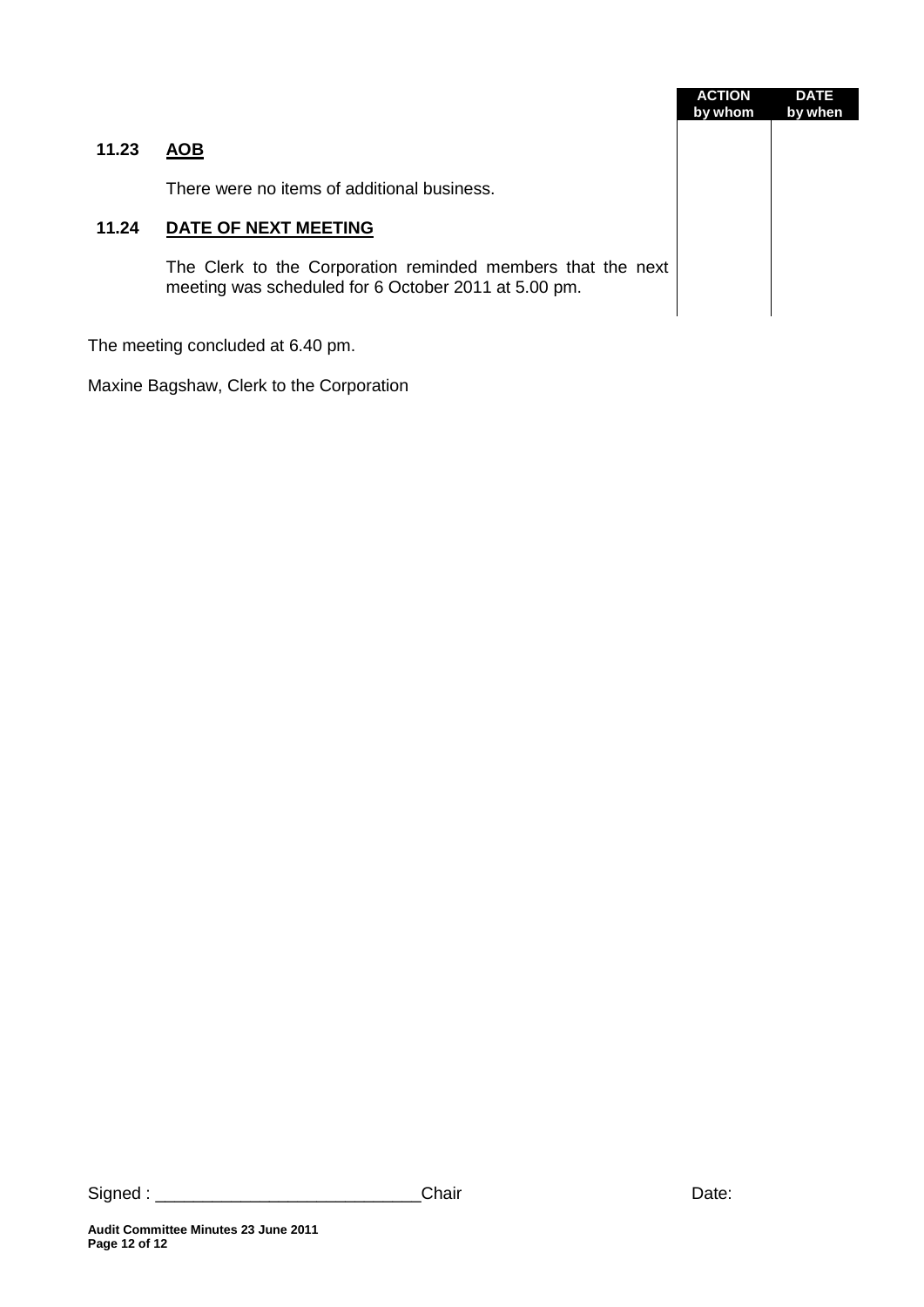| | | ACTION by whom | DATE by when |
|---|---|---|---|
| **11.23** | **AOB** | | |
| | There were no items of additional business. | | |
| **11.24** | **DATE OF NEXT MEETING** | | |
| | The Clerk to the Corporation reminded members that the next meeting was scheduled for 6 October 2011 at 5.00 pm. | | |

The meeting concluded at 6.40 pm.

Maxine Bagshaw, Clerk to the Corporation

Signed : ___________________________Chair                    Date: